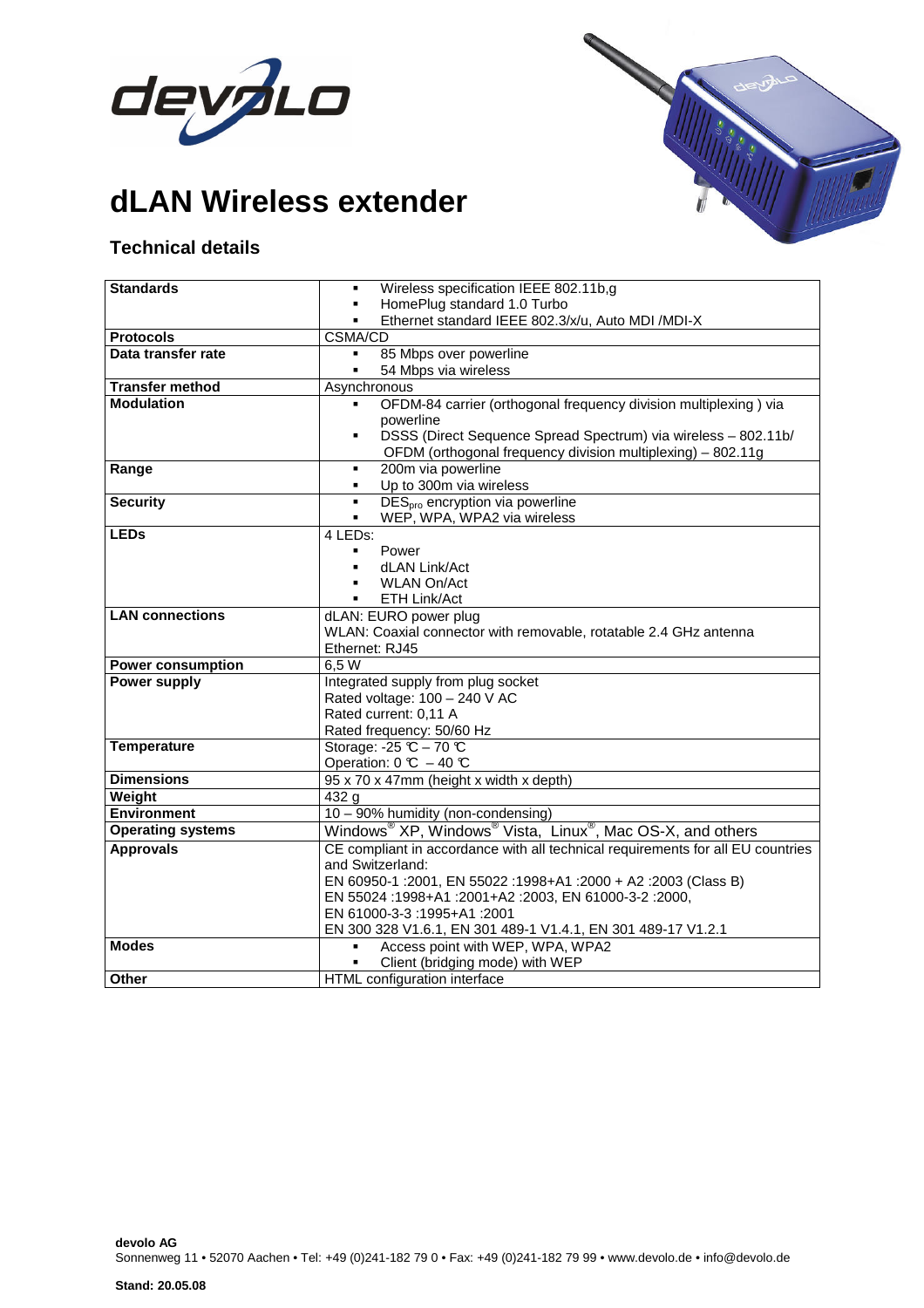# dLAN Wireless extender

## Technical details

| | |
|---|---|
| **Standards** | ▪ Wireless specification IEEE 802.11b,g<br>▪ HomePlug standard 1.0 Turbo<br>▪ Ethernet standard IEEE 802.3/x/u, Auto MDI /MDI-X |
| **Protocols** | CSMA/CD |
| **Data transfer rate** | ▪ 85 Mbps over powerline<br>▪ 54 Mbps via wireless |
| **Transfer method** | Asynchronous |
| **Modulation** | ▪ OFDM-84 carrier (orthogonal frequency division multiplexing ) via powerline<br>▪ DSSS (Direct Sequence Spread Spectrum) via wireless – 802.11b/ OFDM (orthogonal frequency division multiplexing) – 802.11g |
| **Range** | ▪ 200m via powerline<br>▪ Up to 300m via wireless |
| **Security** | ▪ $DES_{pro}$ encryption via powerline<br>▪ WEP, WPA, WPA2 via wireless |
| **LEDs** | 4 LEDs:<br>▪ Power<br>▪ dLAN Link/Act<br>▪ WLAN On/Act<br>▪ ETH Link/Act |
| **LAN connections** | dLAN: EURO power plug<br>WLAN: Coaxial connector with removable, rotatable 2.4 GHz antenna<br>Ethernet: RJ45 |
| **Power consumption** | 6,5 W |
| **Power supply** | Integrated supply from plug socket<br>Rated voltage: 100 – 240 V AC<br>Rated current: 0,11 A<br>Rated frequency: 50/60 Hz |
| **Temperature** | Storage: -25 ℃ – 70 ℃<br>Operation: 0 ℃ – 40 ℃ |
| **Dimensions** | 95 x 70 x 47mm (height x width x depth) |
| **Weight** | 432 g |
| **Environment** | 10 – 90% humidity (non-condensing) |
| **Operating systems** | Windows® XP, Windows® Vista, Linux®, Mac OS-X, and others |
| **Approvals** | CE compliant in accordance with all technical requirements for all EU countries and Switzerland:<br>EN 60950-1 :2001, EN 55022 :1998+A1 :2000 + A2 :2003 (Class B)<br>EN 55024 :1998+A1 :2001+A2 :2003, EN 61000-3-2 :2000,<br>EN 61000-3-3 :1995+A1 :2001<br>EN 300 328 V1.6.1, EN 301 489-1 V1.4.1, EN 301 489-17 V1.2.1 |
| **Modes** | ▪ Access point with WEP, WPA, WPA2<br>▪ Client (bridging mode) with WEP |
| **Other** | HTML configuration interface |

**devolo AG**
Sonnenweg 11 • 52070 Aachen • Tel: +49 (0)241-182 79 0 • Fax: +49 (0)241-182 79 99 • www.devolo.de • info@devolo.de

**Stand: 20.05.08**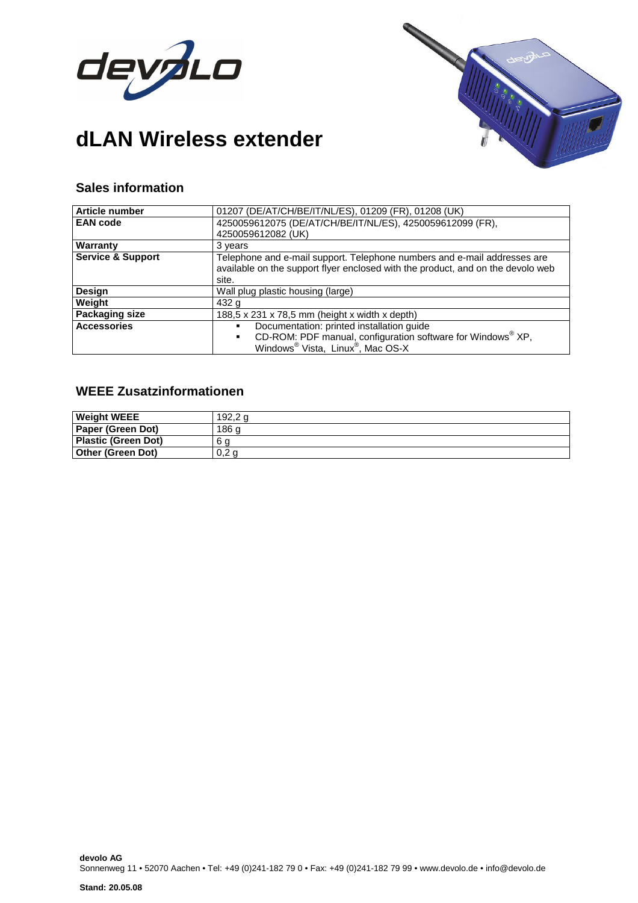# dLAN Wireless extender

## Sales information

| | |
|---|---|
| **Article number** | 01207 (DE/AT/CH/BE/IT/NL/ES), 01209 (FR), 01208 (UK) |
| **EAN code** | 4250059612075 (DE/AT/CH/BE/IT/NL/ES), 4250059612099 (FR), 4250059612082 (UK) |
| **Warranty** | 3 years |
| **Service & Support** | Telephone and e-mail support. Telephone numbers and e-mail addresses are available on the support flyer enclosed with the product, and on the devolo web site. |
| **Design** | Wall plug plastic housing (large) |
| **Weight** | 432 g |
| **Packaging size** | 188,5 x 231 x 78,5 mm (height x width x depth) |
| **Accessories** | ▪ Documentation: printed installation guide<br>▪ CD-ROM: PDF manual, configuration software for Windows® XP, Windows® Vista, Linux®, Mac OS-X |

## WEEE Zusatzinformationen

| | |
|---|---|
| **Weight WEEE** | 192,2 g |
| **Paper (Green Dot)** | 186 g |
| **Plastic (Green Dot)** | 6 g |
| **Other (Green Dot)** | 0,2 g |

**devolo AG**
Sonnenweg 11 • 52070 Aachen • Tel: +49 (0)241-182 79 0 • Fax: +49 (0)241-182 79 99 • www.devolo.de • info@devolo.de

**Stand: 20.05.08**